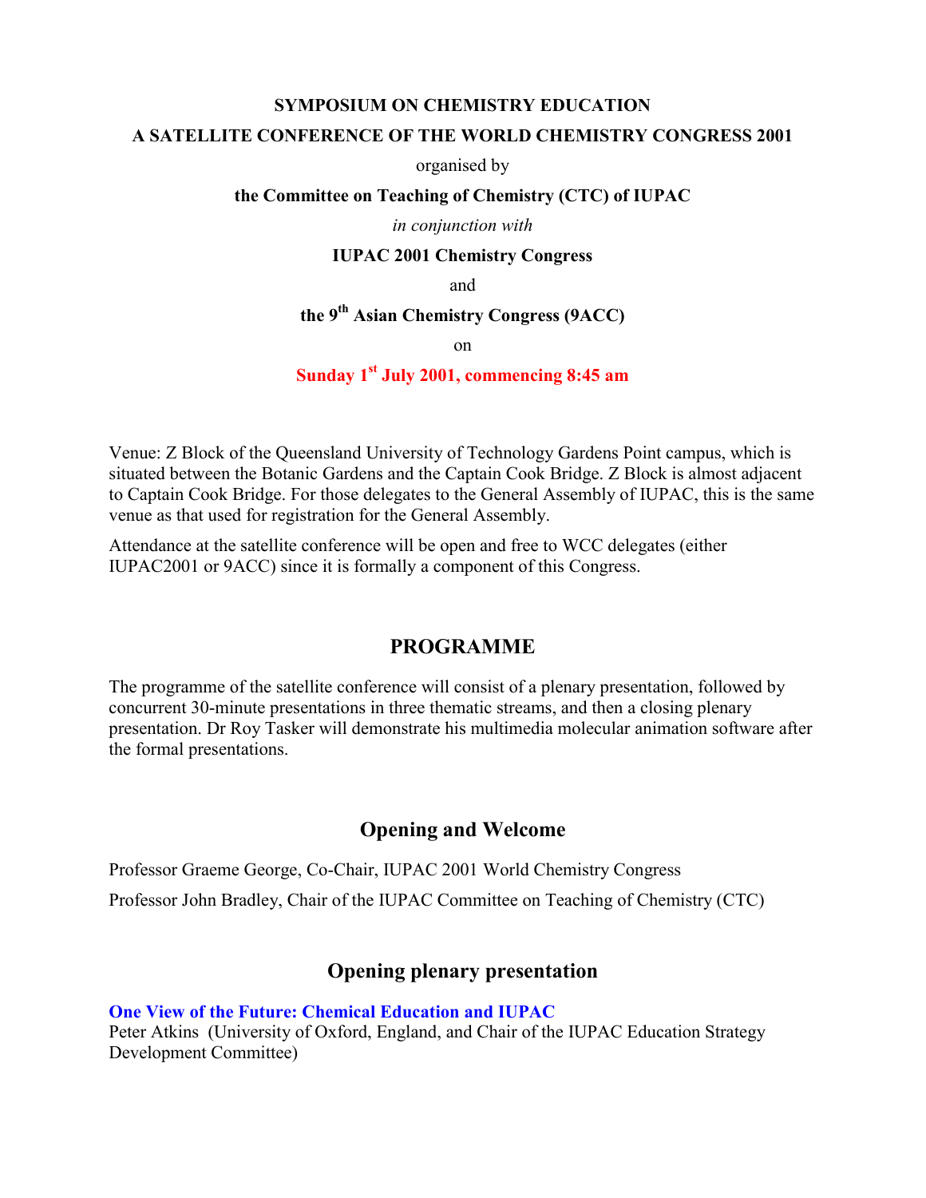**SYMPOSIUM ON CHEMISTRY EDUCATION**

**A SATELLITE CONFERENCE OF THE WORLD CHEMISTRY CONGRESS 2001**

organised by

**the Committee on Teaching of Chemistry (CTC) of IUPAC**

*in conjunction with*

**IUPAC 2001 Chemistry Congress**

and

**the 9th Asian Chemistry Congress (9ACC)**

on

**Sunday 1st July 2001, commencing 8:45 am**

Venue: Z Block of the Queensland University of Technology Gardens Point campus, which is situated between the Botanic Gardens and the Captain Cook Bridge. Z Block is almost adjacent to Captain Cook Bridge. For those delegates to the General Assembly of IUPAC, this is the same venue as that used for registration for the General Assembly.

Attendance at the satellite conference will be open and free to WCC delegates (either IUPAC2001 or 9ACC) since it is formally a component of this Congress.

## PROGRAMME

The programme of the satellite conference will consist of a plenary presentation, followed by concurrent 30-minute presentations in three thematic streams, and then a closing plenary presentation. Dr Roy Tasker will demonstrate his multimedia molecular animation software after the formal presentations.

## Opening and Welcome

Professor Graeme George, Co-Chair, IUPAC 2001 World Chemistry Congress

Professor John Bradley, Chair of the IUPAC Committee on Teaching of Chemistry (CTC)

## Opening plenary presentation

**One View of the Future: Chemical Education and IUPAC**
Peter Atkins (University of Oxford, England, and Chair of the IUPAC Education Strategy Development Committee)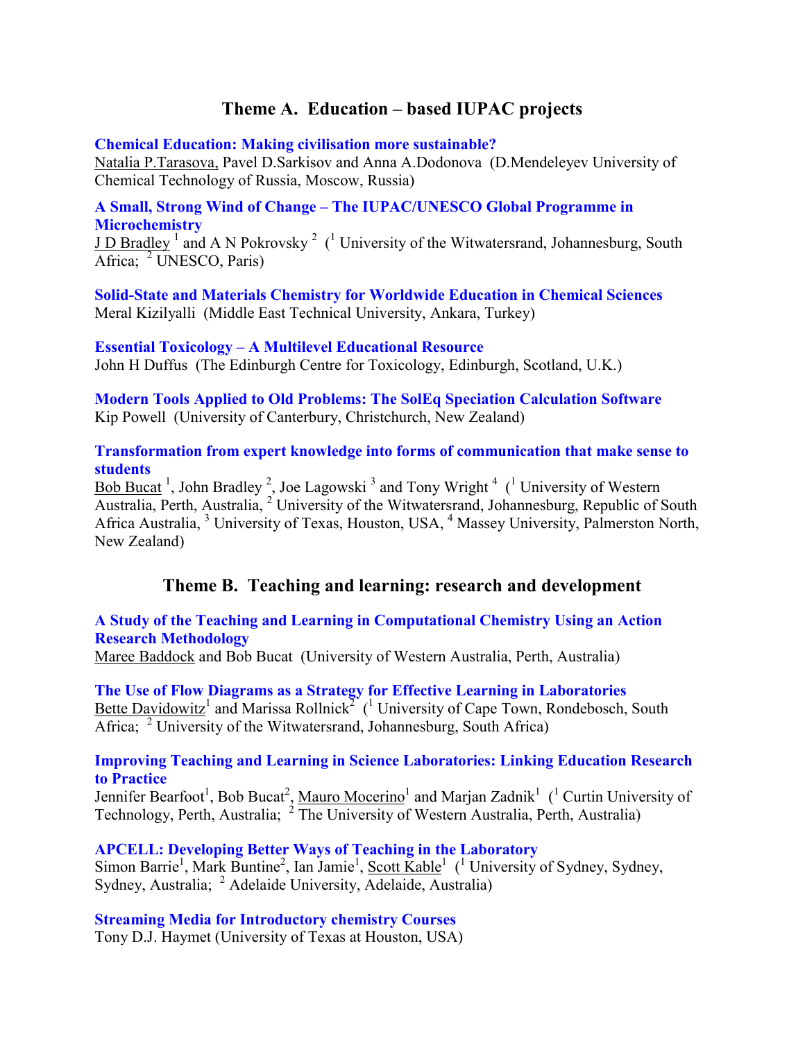## Theme A. Education – based IUPAC projects

**Chemical Education: Making civilisation more sustainable?**
Natalia P.Tarasova, Pavel D.Sarkisov and Anna A.Dodonova (D.Mendeleyev University of Chemical Technology of Russia, Moscow, Russia)

**A Small, Strong Wind of Change – The IUPAC/UNESCO Global Programme in Microchemistry**
J D Bradley [1] and A N Pokrovsky [2] ([1] University of the Witwatersrand, Johannesburg, South Africa; [2] UNESCO, Paris)

**Solid-State and Materials Chemistry for Worldwide Education in Chemical Sciences**
Meral Kizilyalli (Middle East Technical University, Ankara, Turkey)

**Essential Toxicology – A Multilevel Educational Resource**
John H Duffus (The Edinburgh Centre for Toxicology, Edinburgh, Scotland, U.K.)

**Modern Tools Applied to Old Problems: The SolEq Speciation Calculation Software**
Kip Powell (University of Canterbury, Christchurch, New Zealand)

**Transformation from expert knowledge into forms of communication that make sense to students**
Bob Bucat [1], John Bradley [2], Joe Lagowski [3] and Tony Wright [4] ([1] University of Western Australia, Perth, Australia, [2] University of the Witwatersrand, Johannesburg, Republic of South Africa Australia, [3] University of Texas, Houston, USA, [4] Massey University, Palmerston North, New Zealand)

## Theme B. Teaching and learning: research and development

**A Study of the Teaching and Learning in Computational Chemistry Using an Action Research Methodology**
Maree Baddock and Bob Bucat (University of Western Australia, Perth, Australia)

**The Use of Flow Diagrams as a Strategy for Effective Learning in Laboratories**
Bette Davidowitz[1] and Marissa Rollnick[2] ([1] University of Cape Town, Rondebosch, South Africa; [2] University of the Witwatersrand, Johannesburg, South Africa)

**Improving Teaching and Learning in Science Laboratories: Linking Education Research to Practice**
Jennifer Bearfoot[1], Bob Bucat[2], Mauro Mocerino[1] and Marjan Zadnik[1] ([1] Curtin University of Technology, Perth, Australia; [2] The University of Western Australia, Perth, Australia)

**APCELL: Developing Better Ways of Teaching in the Laboratory**
Simon Barrie[1], Mark Buntine[2], Ian Jamie[1], Scott Kable[1] ([1] University of Sydney, Sydney, Sydney, Australia; [2] Adelaide University, Adelaide, Australia)

**Streaming Media for Introductory chemistry Courses**
Tony D.J. Haymet (University of Texas at Houston, USA)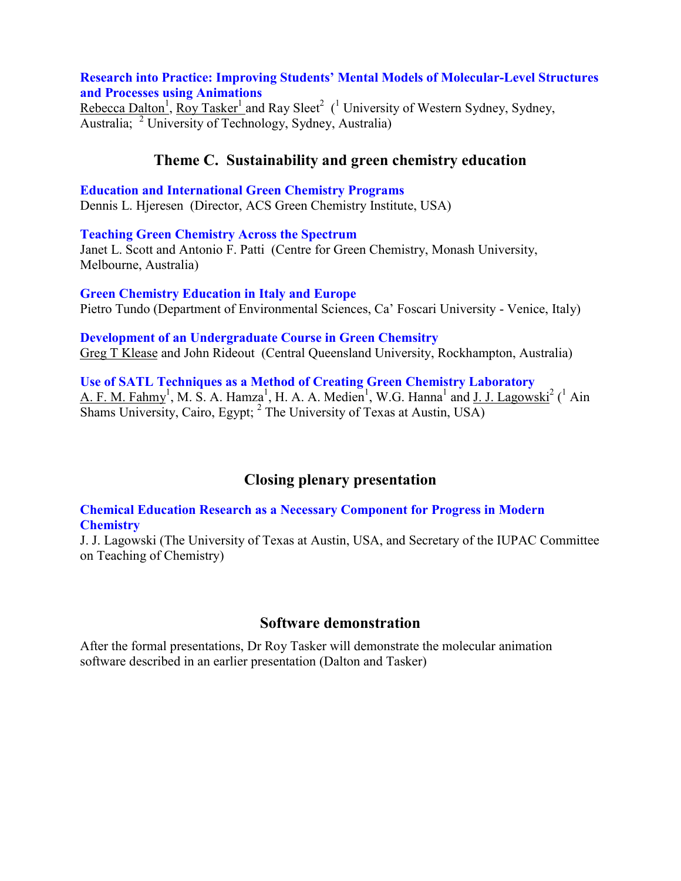**Research into Practice: Improving Students' Mental Models of Molecular-Level Structures and Processes using Animations**
Rebecca Dalton[1], Roy Tasker[1] and Ray Sleet[2] ([1] University of Western Sydney, Sydney, Australia; [2] University of Technology, Sydney, Australia)

## Theme C. Sustainability and green chemistry education

**Education and International Green Chemistry Programs**
Dennis L. Hjeresen (Director, ACS Green Chemistry Institute, USA)

**Teaching Green Chemistry Across the Spectrum**
Janet L. Scott and Antonio F. Patti (Centre for Green Chemistry, Monash University, Melbourne, Australia)

**Green Chemistry Education in Italy and Europe**
Pietro Tundo (Department of Environmental Sciences, Ca' Foscari University - Venice, Italy)

**Development of an Undergraduate Course in Green Chemsitry**
Greg T Klease and John Rideout (Central Queensland University, Rockhampton, Australia)

**Use of SATL Techniques as a Method of Creating Green Chemistry Laboratory**
A. F. M. Fahmy[1], M. S. A. Hamza[1], H. A. A. Medien[1], W.G. Hanna[1] and J. J. Lagowski[2] ([1] Ain Shams University, Cairo, Egypt; [2] The University of Texas at Austin, USA)

## Closing plenary presentation

**Chemical Education Research as a Necessary Component for Progress in Modern Chemistry**
J. J. Lagowski (The University of Texas at Austin, USA, and Secretary of the IUPAC Committee on Teaching of Chemistry)

## Software demonstration

After the formal presentations, Dr Roy Tasker will demonstrate the molecular animation software described in an earlier presentation (Dalton and Tasker)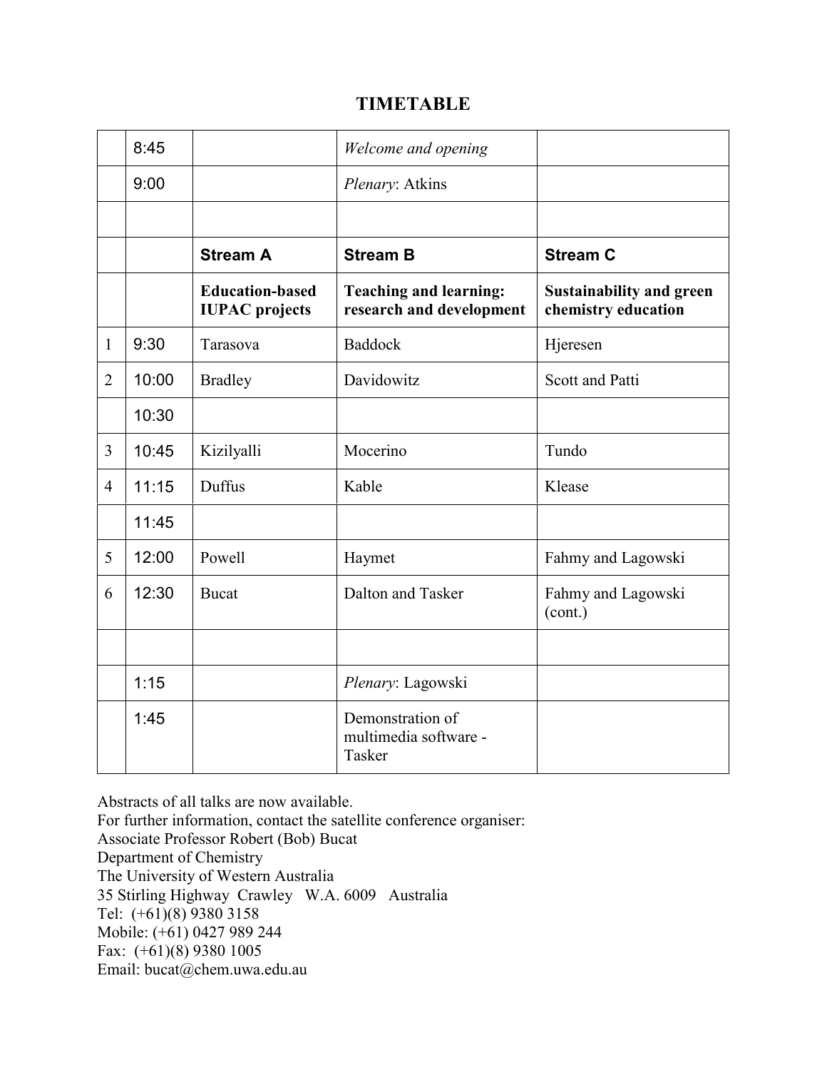# TIMETABLE

| | | | | |
|---|---|---|---|---|
| | 8:45 | | *Welcome and opening* | |
| | 9:00 | | *Plenary*: Atkins | |
| | | | | |
| | | **Stream A** | **Stream B** | **Stream C** |
| | | **Education-based IUPAC projects** | **Teaching and learning: research and development** | **Sustainability and green chemistry education** |
| 1 | 9:30 | Tarasova | Baddock | Hjeresen |
| 2 | 10:00 | Bradley | Davidowitz | Scott and Patti |
| | 10:30 | | | |
| 3 | 10:45 | Kizilyalli | Mocerino | Tundo |
| 4 | 11:15 | Duffus | Kable | Klease |
| | 11:45 | | | |
| 5 | 12:00 | Powell | Haymet | Fahmy and Lagowski |
| 6 | 12:30 | Bucat | Dalton and Tasker | Fahmy and Lagowski (cont.) |
| | | | | |
| | 1:15 | | *Plenary*: Lagowski | |
| | 1:45 | | Demonstration of multimedia software - Tasker | |

Abstracts of all talks are now available.
For further information, contact the satellite conference organiser:
Associate Professor Robert (Bob) Bucat
Department of Chemistry
The University of Western Australia
35 Stirling Highway Crawley W.A. 6009 Australia
Tel: (+61)(8) 9380 3158
Mobile: (+61) 0427 989 244
Fax: (+61)(8) 9380 1005
Email: bucat@chem.uwa.edu.au